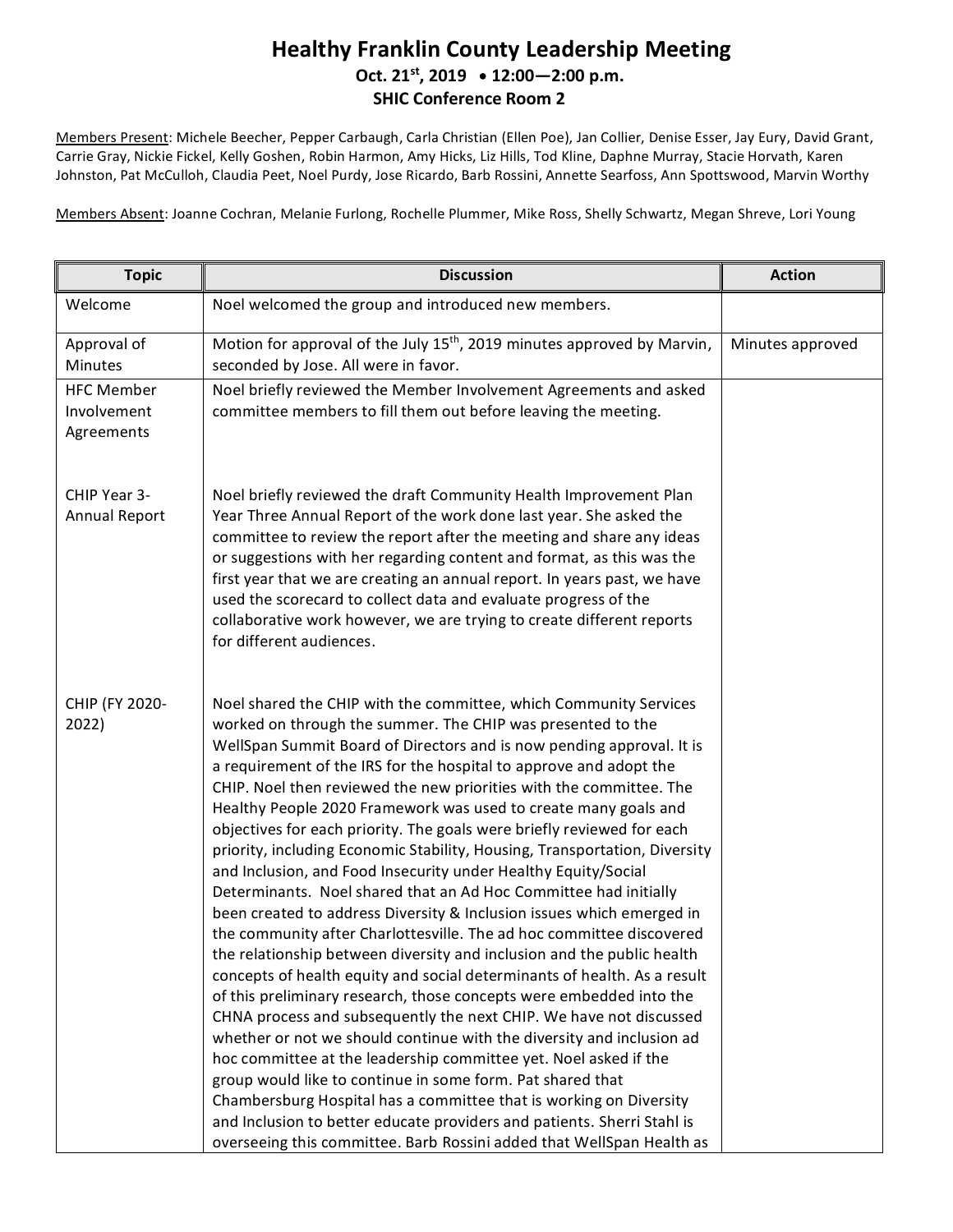# Healthy Franklin County Leadership Meeting

**Oct. 21st, 2019 • 12:00—2:00 p.m.**

**SHIC Conference Room 2**

Members Present: Michele Beecher, Pepper Carbaugh, Carla Christian (Ellen Poe), Jan Collier, Denise Esser, Jay Eury, David Grant, Carrie Gray, Nickie Fickel, Kelly Goshen, Robin Harmon, Amy Hicks, Liz Hills, Tod Kline, Daphne Murray, Stacie Horvath, Karen Johnston, Pat McCulloh, Claudia Peet, Noel Purdy, Jose Ricardo, Barb Rossini, Annette Searfoss, Ann Spottswood, Marvin Worthy

Members Absent: Joanne Cochran, Melanie Furlong, Rochelle Plummer, Mike Ross, Shelly Schwartz, Megan Shreve, Lori Young

| Topic | Discussion | Action |
|---|---|---|
| Welcome | Noel welcomed the group and introduced new members. | |
| Approval of Minutes | Motion for approval of the July 15th, 2019 minutes approved by Marvin, seconded by Jose. All were in favor. | Minutes approved |
| HFC Member Involvement Agreements | Noel briefly reviewed the Member Involvement Agreements and asked committee members to fill them out before leaving the meeting. | |
| CHIP Year 3- Annual Report | Noel briefly reviewed the draft Community Health Improvement Plan Year Three Annual Report of the work done last year. She asked the committee to review the report after the meeting and share any ideas or suggestions with her regarding content and format, as this was the first year that we are creating an annual report. In years past, we have used the scorecard to collect data and evaluate progress of the collaborative work however, we are trying to create different reports for different audiences. | |
| CHIP (FY 2020-2022) | Noel shared the CHIP with the committee, which Community Services worked on through the summer. The CHIP was presented to the WellSpan Summit Board of Directors and is now pending approval. It is a requirement of the IRS for the hospital to approve and adopt the CHIP. Noel then reviewed the new priorities with the committee. The Healthy People 2020 Framework was used to create many goals and objectives for each priority. The goals were briefly reviewed for each priority, including Economic Stability, Housing, Transportation, Diversity and Inclusion, and Food Insecurity under Healthy Equity/Social Determinants. Noel shared that an Ad Hoc Committee had initially been created to address Diversity & Inclusion issues which emerged in the community after Charlottesville. The ad hoc committee discovered the relationship between diversity and inclusion and the public health concepts of health equity and social determinants of health. As a result of this preliminary research, those concepts were embedded into the CHNA process and subsequently the next CHIP. We have not discussed whether or not we should continue with the diversity and inclusion ad hoc committee at the leadership committee yet. Noel asked if the group would like to continue in some form. Pat shared that Chambersburg Hospital has a committee that is working on Diversity and Inclusion to better educate providers and patients. Sherri Stahl is overseeing this committee. Barb Rossini added that WellSpan Health as | |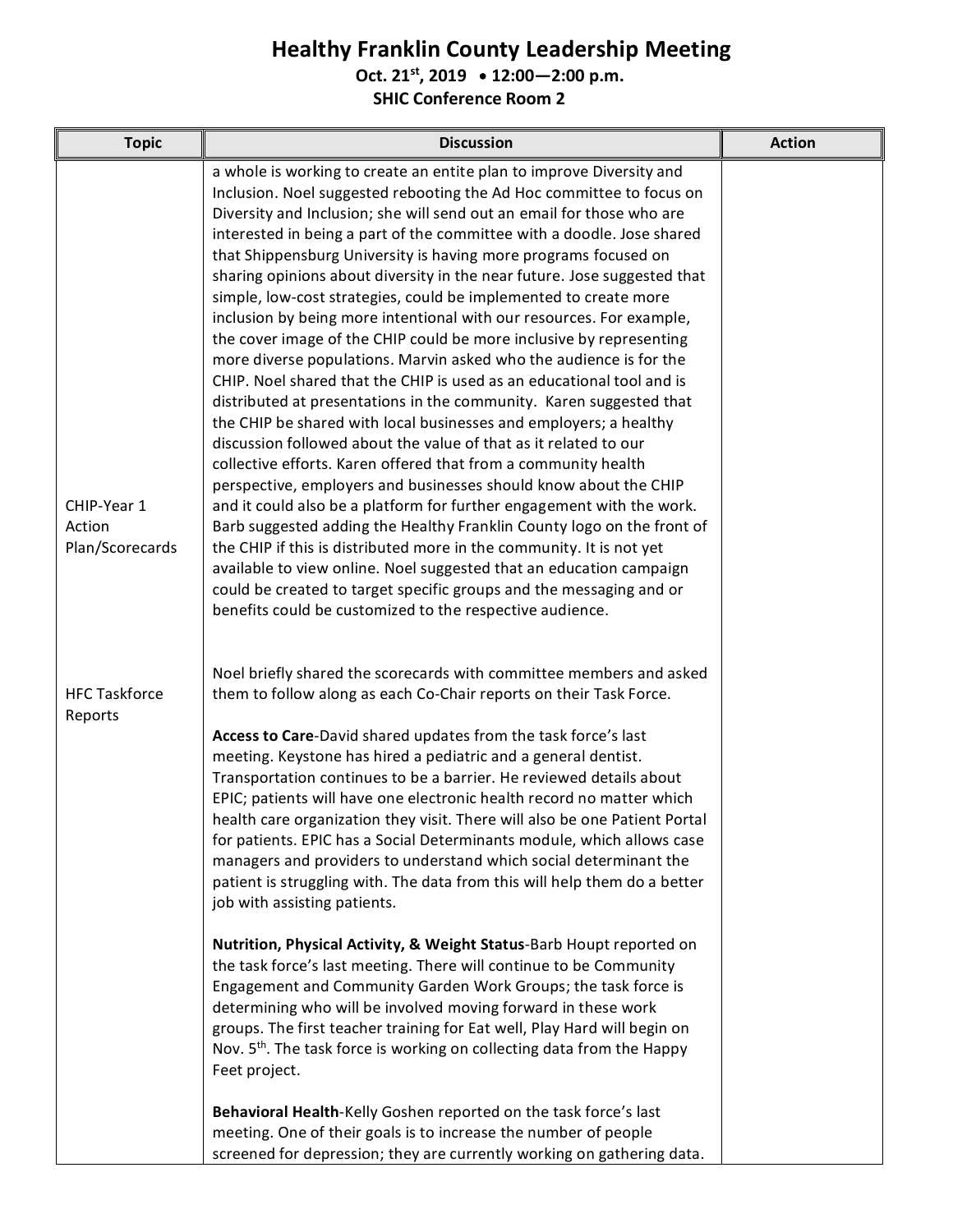# Healthy Franklin County Leadership Meeting

**Oct. 21st, 2019 • 12:00—2:00 p.m.**

**SHIC Conference Room 2**

| Topic | Discussion | Action |
|---|---|---|
| CHIP-Year 1 Action Plan/Scorecards | a whole is working to create an entite plan to improve Diversity and Inclusion. Noel suggested rebooting the Ad Hoc committee to focus on Diversity and Inclusion; she will send out an email for those who are interested in being a part of the committee with a doodle. Jose shared that Shippensburg University is having more programs focused on sharing opinions about diversity in the near future. Jose suggested that simple, low-cost strategies, could be implemented to create more inclusion by being more intentional with our resources. For example, the cover image of the CHIP could be more inclusive by representing more diverse populations. Marvin asked who the audience is for the CHIP. Noel shared that the CHIP is used as an educational tool and is distributed at presentations in the community. Karen suggested that the CHIP be shared with local businesses and employers; a healthy discussion followed about the value of that as it related to our collective efforts. Karen offered that from a community health perspective, employers and businesses should know about the CHIP and it could also be a platform for further engagement with the work. Barb suggested adding the Healthy Franklin County logo on the front of the CHIP if this is distributed more in the community. It is not yet available to view online. Noel suggested that an education campaign could be created to target specific groups and the messaging and or benefits could be customized to the respective audience. | |
| HFC Taskforce Reports | Noel briefly shared the scorecards with committee members and asked them to follow along as each Co-Chair reports on their Task Force.<br><br>**Access to Care**-David shared updates from the task force's last meeting. Keystone has hired a pediatric and a general dentist. Transportation continues to be a barrier. He reviewed details about EPIC; patients will have one electronic health record no matter which health care organization they visit. There will also be one Patient Portal for patients. EPIC has a Social Determinants module, which allows case managers and providers to understand which social determinant the patient is struggling with. The data from this will help them do a better job with assisting patients.<br><br>**Nutrition, Physical Activity, & Weight Status**-Barb Houpt reported on the task force's last meeting. There will continue to be Community Engagement and Community Garden Work Groups; the task force is determining who will be involved moving forward in these work groups. The first teacher training for Eat well, Play Hard will begin on Nov. 5th. The task force is working on collecting data from the Happy Feet project.<br><br>**Behavioral Health**-Kelly Goshen reported on the task force's last meeting. One of their goals is to increase the number of people screened for depression; they are currently working on gathering data. | |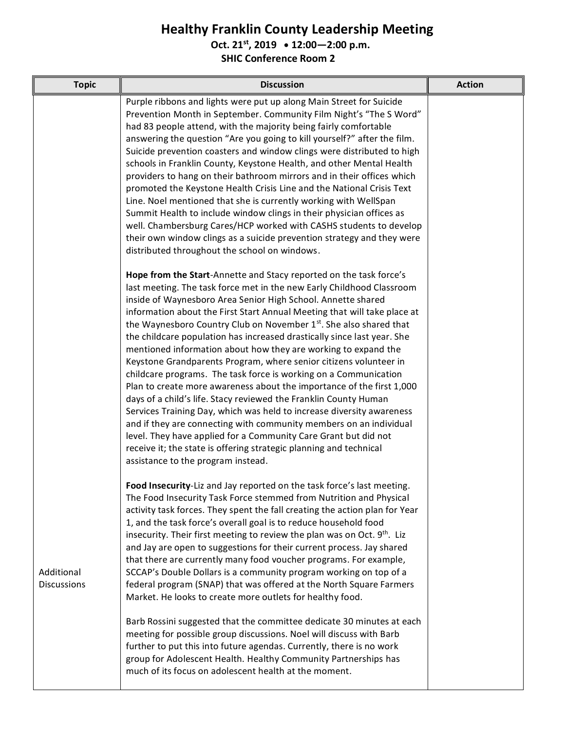# Healthy Franklin County Leadership Meeting

**Oct. 21st, 2019 • 12:00—2:00 p.m.**

**SHIC Conference Room 2**

| Topic | Discussion | Action |
|---|---|---|
| Additional Discussions | Purple ribbons and lights were put up along Main Street for Suicide Prevention Month in September. Community Film Night's "The S Word" had 83 people attend, with the majority being fairly comfortable answering the question "Are you going to kill yourself?" after the film. Suicide prevention coasters and window clings were distributed to high schools in Franklin County, Keystone Health, and other Mental Health providers to hang on their bathroom mirrors and in their offices which promoted the Keystone Health Crisis Line and the National Crisis Text Line. Noel mentioned that she is currently working with WellSpan Summit Health to include window clings in their physician offices as well. Chambersburg Cares/HCP worked with CASHS students to develop their own window clings as a suicide prevention strategy and they were distributed throughout the school on windows.<br><br>**Hope from the Start**-Annette and Stacy reported on the task force's last meeting. The task force met in the new Early Childhood Classroom inside of Waynesboro Area Senior High School. Annette shared information about the First Start Annual Meeting that will take place at the Waynesboro Country Club on November 1st. She also shared that the childcare population has increased drastically since last year. She mentioned information about how they are working to expand the Keystone Grandparents Program, where senior citizens volunteer in childcare programs. The task force is working on a Communication Plan to create more awareness about the importance of the first 1,000 days of a child's life. Stacy reviewed the Franklin County Human Services Training Day, which was held to increase diversity awareness and if they are connecting with community members on an individual level. They have applied for a Community Care Grant but did not receive it; the state is offering strategic planning and technical assistance to the program instead.<br><br>**Food Insecurity**-Liz and Jay reported on the task force's last meeting. The Food Insecurity Task Force stemmed from Nutrition and Physical activity task forces. They spent the fall creating the action plan for Year 1, and the task force's overall goal is to reduce household food insecurity. Their first meeting to review the plan was on Oct. 9th. Liz and Jay are open to suggestions for their current process. Jay shared that there are currently many food voucher programs. For example, SCCAP's Double Dollars is a community program working on top of a federal program (SNAP) that was offered at the North Square Farmers Market. He looks to create more outlets for healthy food.<br><br>Barb Rossini suggested that the committee dedicate 30 minutes at each meeting for possible group discussions. Noel will discuss with Barb further to put this into future agendas. Currently, there is no work group for Adolescent Health. Healthy Community Partnerships has much of its focus on adolescent health at the moment. | |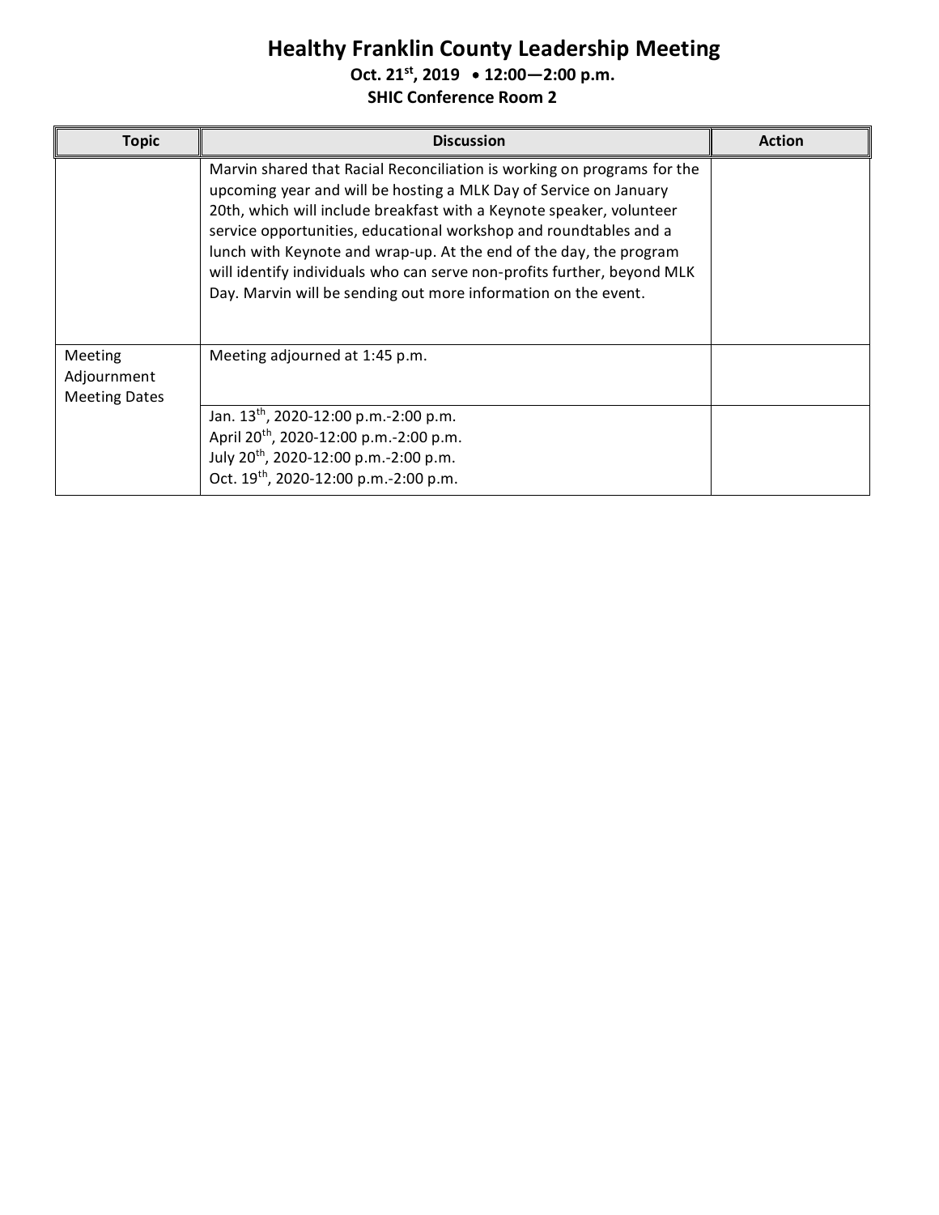# Healthy Franklin County Leadership Meeting

**Oct. 21st, 2019 • 12:00—2:00 p.m.**

**SHIC Conference Room 2**

| Topic | Discussion | Action |
|---|---|---|
| | Marvin shared that Racial Reconciliation is working on programs for the upcoming year and will be hosting a MLK Day of Service on January 20th, which will include breakfast with a Keynote speaker, volunteer service opportunities, educational workshop and roundtables and a lunch with Keynote and wrap-up. At the end of the day, the program will identify individuals who can serve non-profits further, beyond MLK Day. Marvin will be sending out more information on the event. | |
| Meeting Adjournment | Meeting adjourned at 1:45 p.m. | |
| Meeting Dates | Jan. 13th, 2020-12:00 p.m.-2:00 p.m.<br>April 20th, 2020-12:00 p.m.-2:00 p.m.<br>July 20th, 2020-12:00 p.m.-2:00 p.m.<br>Oct. 19th, 2020-12:00 p.m.-2:00 p.m. | |